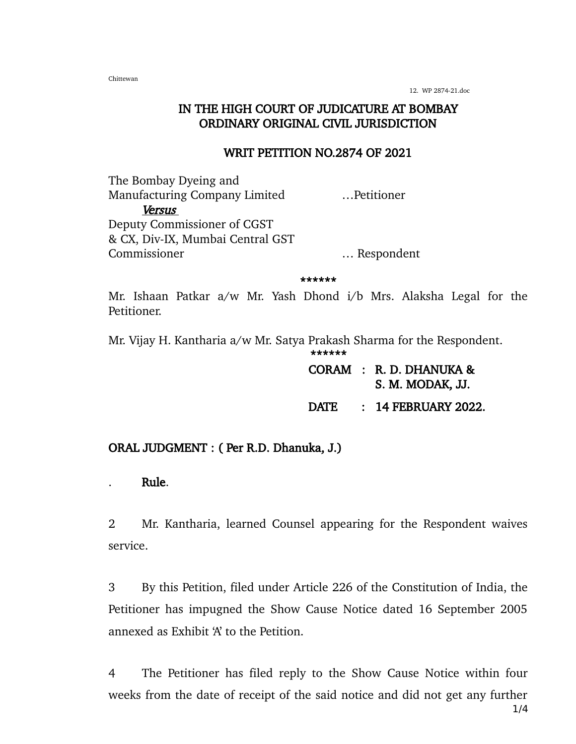Chittewan

12. WP 2874-21.doc

# IN THE HIGH COURT OF JUDICATURE AT BOMBAY
# ORDINARY ORIGINAL CIVIL JURISDICTION

## WRIT PETITION NO.2874 OF 2021

The Bombay Dyeing and
Manufacturing Company Limited …Petitioner

*Versus*

Deputy Commissioner of CGST
& CX, Div-IX, Mumbai Central GST
Commissioner … Respondent

******

Mr. Ishaan Patkar a/w Mr. Yash Dhond i/b Mrs. Alaksha Legal for the Petitioner.

Mr. Vijay H. Kantharia a/w Mr. Satya Prakash Sharma for the Respondent.

******

**CORAM : R. D. DHANUKA &**
**S. M. MODAK, JJ.**

**DATE : 14 FEBRUARY 2022.**

**ORAL JUDGMENT : ( Per R.D. Dhanuka, J.)**

. **Rule**.

2 Mr. Kantharia, learned Counsel appearing for the Respondent waives service.

3 By this Petition, filed under Article 226 of the Constitution of India, the Petitioner has impugned the Show Cause Notice dated 16 September 2005 annexed as Exhibit 'A' to the Petition.

4 The Petitioner has filed reply to the Show Cause Notice within four weeks from the date of receipt of the said notice and did not get any further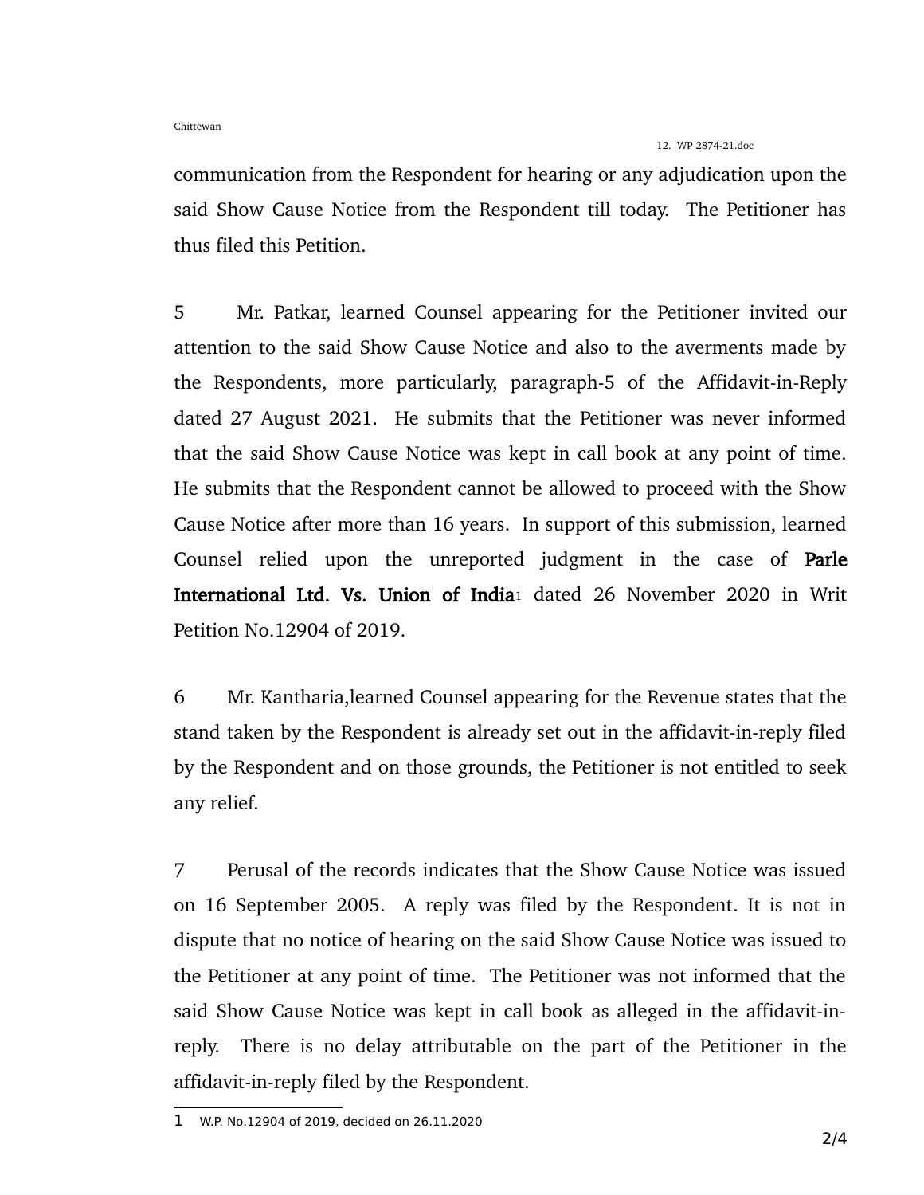communication from the Respondent for hearing or any adjudication upon the said Show Cause Notice from the Respondent till today. The Petitioner has thus filed this Petition.

5 Mr. Patkar, learned Counsel appearing for the Petitioner invited our attention to the said Show Cause Notice and also to the averments made by the Respondents, more particularly, paragraph-5 of the Affidavit-in-Reply dated 27 August 2021. He submits that the Petitioner was never informed that the said Show Cause Notice was kept in call book at any point of time. He submits that the Respondent cannot be allowed to proceed with the Show Cause Notice after more than 16 years. In support of this submission, learned Counsel relied upon the unreported judgment in the case of **Parle International Ltd. Vs. Union of India**[1] dated 26 November 2020 in Writ Petition No.12904 of 2019.

6 Mr. Kantharia,learned Counsel appearing for the Revenue states that the stand taken by the Respondent is already set out in the affidavit-in-reply filed by the Respondent and on those grounds, the Petitioner is not entitled to seek any relief.

7 Perusal of the records indicates that the Show Cause Notice was issued on 16 September 2005. A reply was filed by the Respondent. It is not in dispute that no notice of hearing on the said Show Cause Notice was issued to the Petitioner at any point of time. The Petitioner was not informed that the said Show Cause Notice was kept in call book as alleged in the affidavit-in-reply. There is no delay attributable on the part of the Petitioner in the affidavit-in-reply filed by the Respondent.

---

[1] W.P. No.12904 of 2019, decided on 26.11.2020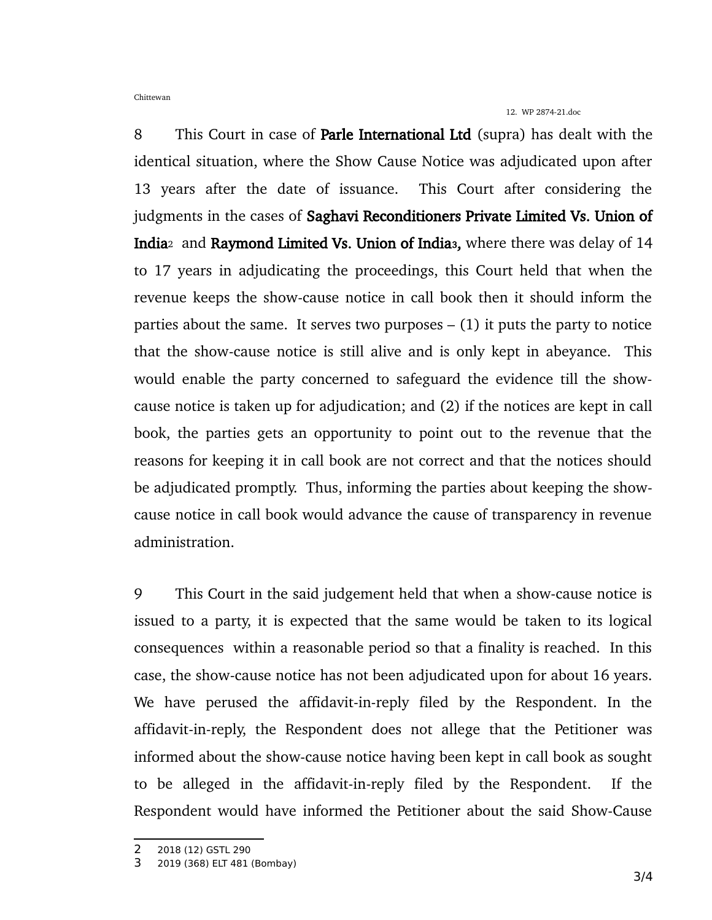8 This Court in case of **Parle International Ltd** (supra) has dealt with the identical situation, where the Show Cause Notice was adjudicated upon after 13 years after the date of issuance. This Court after considering the judgments in the cases of **Saghavi Reconditioners Private Limited Vs. Union of India**[2] and **Raymond Limited Vs. Union of India**[3]**,** where there was delay of 14 to 17 years in adjudicating the proceedings, this Court held that when the revenue keeps the show-cause notice in call book then it should inform the parties about the same. It serves two purposes – (1) it puts the party to notice that the show-cause notice is still alive and is only kept in abeyance. This would enable the party concerned to safeguard the evidence till the show-cause notice is taken up for adjudication; and (2) if the notices are kept in call book, the parties gets an opportunity to point out to the revenue that the reasons for keeping it in call book are not correct and that the notices should be adjudicated promptly. Thus, informing the parties about keeping the show-cause notice in call book would advance the cause of transparency in revenue administration.

9 This Court in the said judgement held that when a show-cause notice is issued to a party, it is expected that the same would be taken to its logical consequences within a reasonable period so that a finality is reached. In this case, the show-cause notice has not been adjudicated upon for about 16 years. We have perused the affidavit-in-reply filed by the Respondent. In the affidavit-in-reply, the Respondent does not allege that the Petitioner was informed about the show-cause notice having been kept in call book as sought to be alleged in the affidavit-in-reply filed by the Respondent. If the Respondent would have informed the Petitioner about the said Show-Cause

---

2 2018 (12) GSTL 290

3 2019 (368) ELT 481 (Bombay)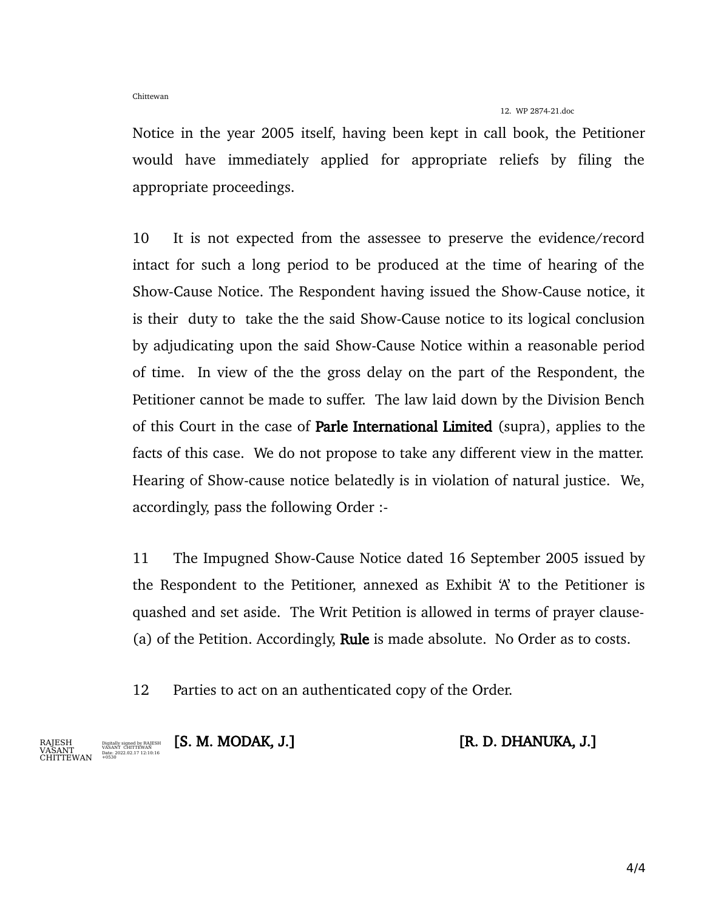Notice in the year 2005 itself, having been kept in call book, the Petitioner would have immediately applied for appropriate reliefs by filing the appropriate proceedings.

10 It is not expected from the assessee to preserve the evidence/record intact for such a long period to be produced at the time of hearing of the Show-Cause Notice. The Respondent having issued the Show-Cause notice, it is their duty to take the the said Show-Cause notice to its logical conclusion by adjudicating upon the said Show-Cause Notice within a reasonable period of time. In view of the the gross delay on the part of the Respondent, the Petitioner cannot be made to suffer. The law laid down by the Division Bench of this Court in the case of **Parle International Limited** (supra), applies to the facts of this case. We do not propose to take any different view in the matter. Hearing of Show-cause notice belatedly is in violation of natural justice. We, accordingly, pass the following Order :-

11 The Impugned Show-Cause Notice dated 16 September 2005 issued by the Respondent to the Petitioner, annexed as Exhibit 'A' to the Petitioner is quashed and set aside. The Writ Petition is allowed in terms of prayer clause-(a) of the Petition. Accordingly, **Rule** is made absolute. No Order as to costs.

12 Parties to act on an authenticated copy of the Order.

**[S. M. MODAK, J.]** **[R. D. DHANUKA, J.]**

RAJESH VASANT CHITTEWAN Digitally signed by RAJESH VASANT CHITTEWAN Date: 2022.02.17 12:10:16 +0530